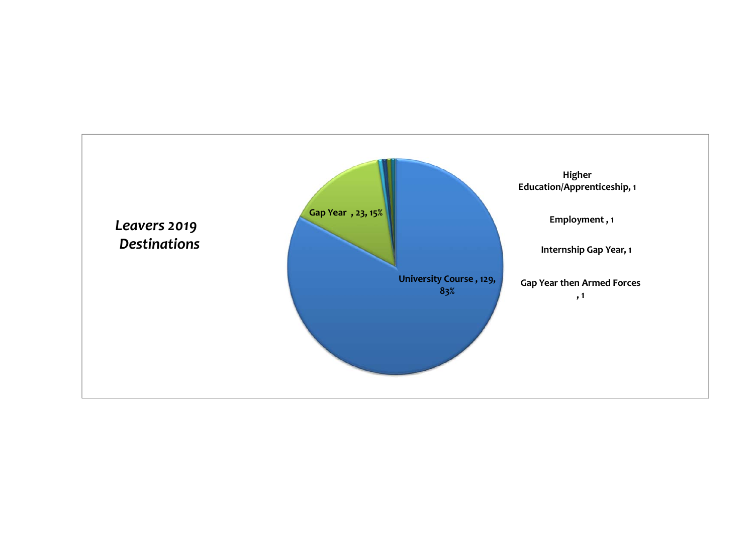*Leavers 2019 Destinations*

**Gap Year , 23, 15%**

**University Course , 129, 83%**

**Higher Education/Apprenticeship, 1**

**Employment , 1**

**Internship Gap Year, 1**

**Gap Year then Armed Forces , 1**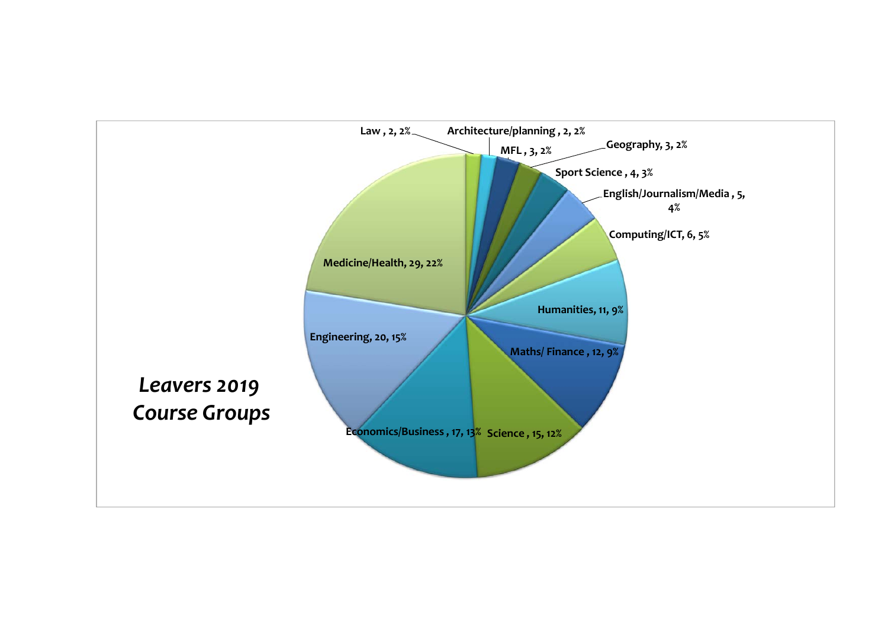## *Leavers 2019 Course Groups*

| Course Group | Number | Percentage |
|---|---|---|
| Law | 2 | 2% |
| Architecture/planning | 2 | 2% |
| MFL | 3 | 2% |
| Geography | 3 | 2% |
| Sport Science | 4 | 3% |
| English/Journalism/Media | 5 | 4% |
| Computing/ICT | 6 | 5% |
| Humanities | 11 | 9% |
| Maths/ Finance | 12 | 9% |
| Science | 15 | 12% |
| Economics/Business | 17 | 13% |
| Engineering | 20 | 15% |
| Medicine/Health | 29 | 22% |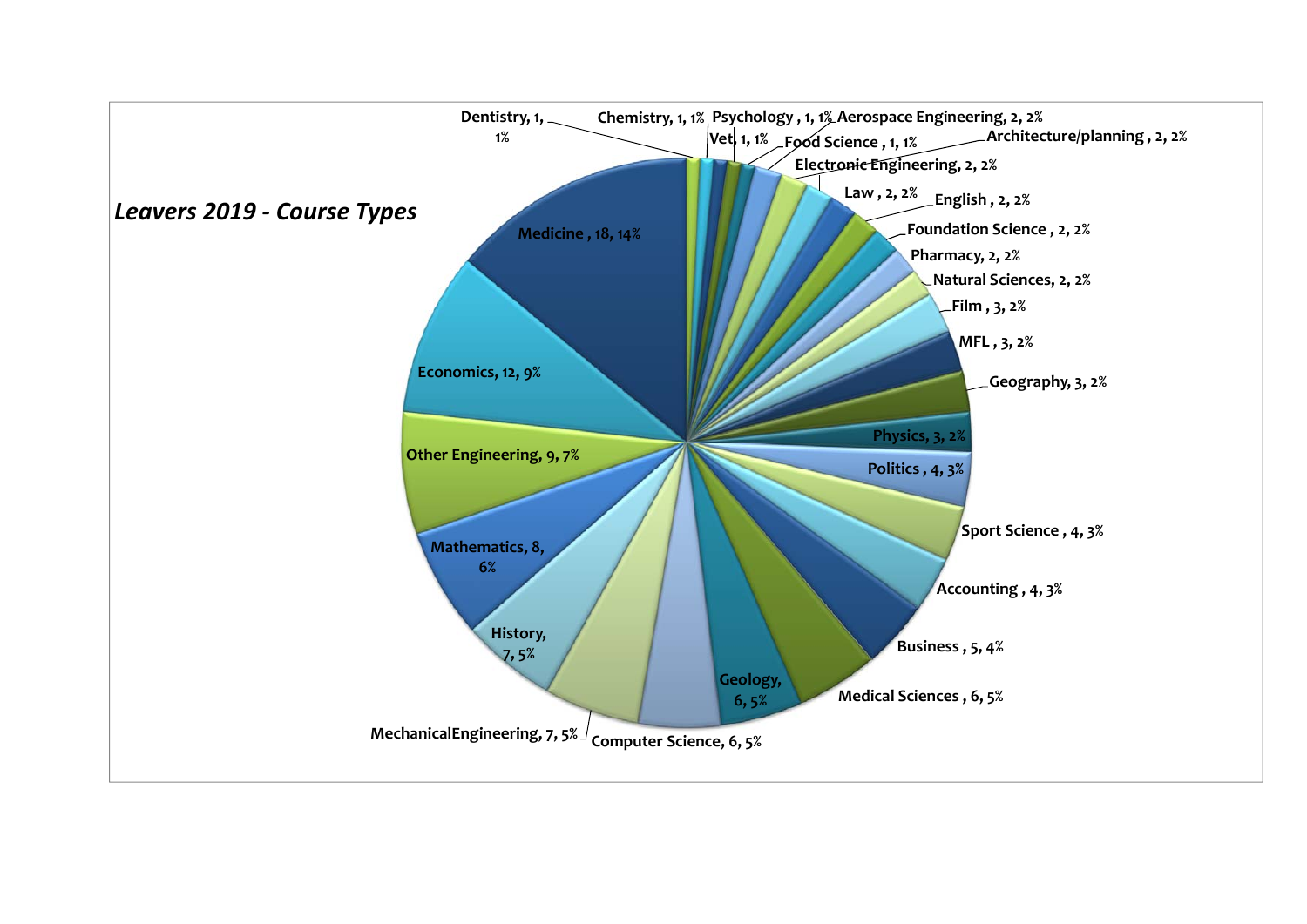*Leavers 2019 - Course Types*

| Course | Number | Percentage |
|---|---|---|
| Medicine | 18 | 14% |
| Economics | 12 | 9% |
| Other Engineering | 9 | 7% |
| Mathematics | 8 | 6% |
| History | 7 | 5% |
| MechanicalEngineering | 7 | 5% |
| Computer Science | 6 | 5% |
| Geology | 6 | 5% |
| Medical Sciences | 6 | 5% |
| Business | 5 | 4% |
| Accounting | 4 | 3% |
| Sport Science | 4 | 3% |
| Politics | 4 | 3% |
| Physics | 3 | 2% |
| Geography | 3 | 2% |
| MFL | 3 | 2% |
| Film | 3 | 2% |
| Natural Sciences | 2 | 2% |
| Pharmacy | 2 | 2% |
| Foundation Science | 2 | 2% |
| English | 2 | 2% |
| Law | 2 | 2% |
| Electronic Engineering | 2 | 2% |
| Architecture/planning | 2 | 2% |
| Aerospace Engineering | 2 | 2% |
| Food Science | 1 | 1% |
| Psychology | 1 | 1% |
| Vet | 1 | 1% |
| Chemistry | 1 | 1% |
| Dentistry | 1 | 1% |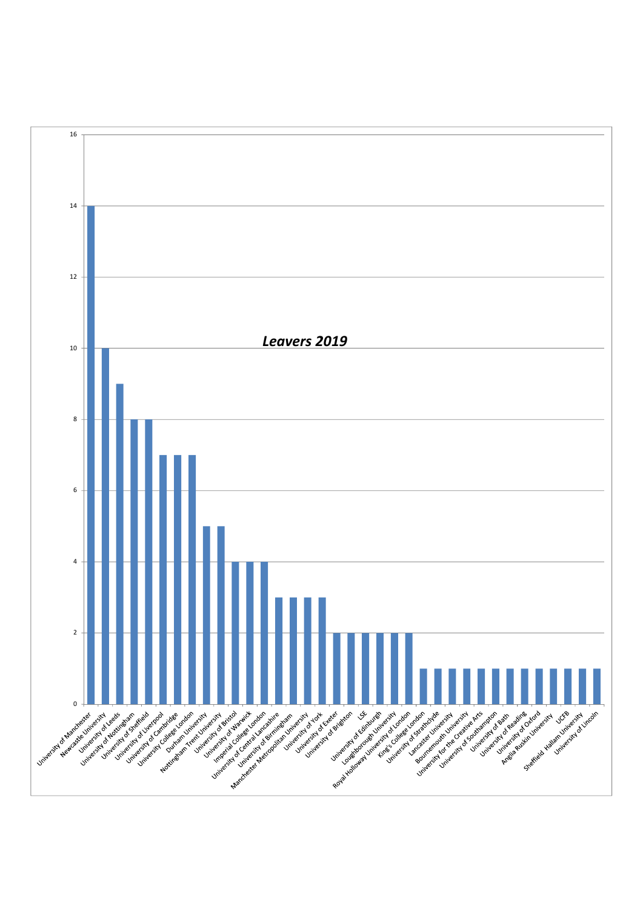***Leavers 2019***

16
14
12
10
8
6
4
2
0

University of Manchester
Newcastle University
University of Leeds
University of Nottingham
University of Sheffield
University of Liverpool
University of Cambridge
University College London
Durham University
Nottingham Trent University
University of Bristol
University of Warwick
Imperial College London
University of Central Lancashire
University of Birmingham
Manchester Metropolitan University
University of York
University of Exeter
University of Brighton
LSE
University of Edinburgh
Loughborough University
Royal Holloway University of London
King's College London
University of Strathclyde
Lancaster University
Bournemouth University
University for the Creative Arts
University of Southampton
University of Bath
University of Reading
University of Oxford
Anglia Ruskin University
UCFB
Sheffield Hallam University
University of Lincoln